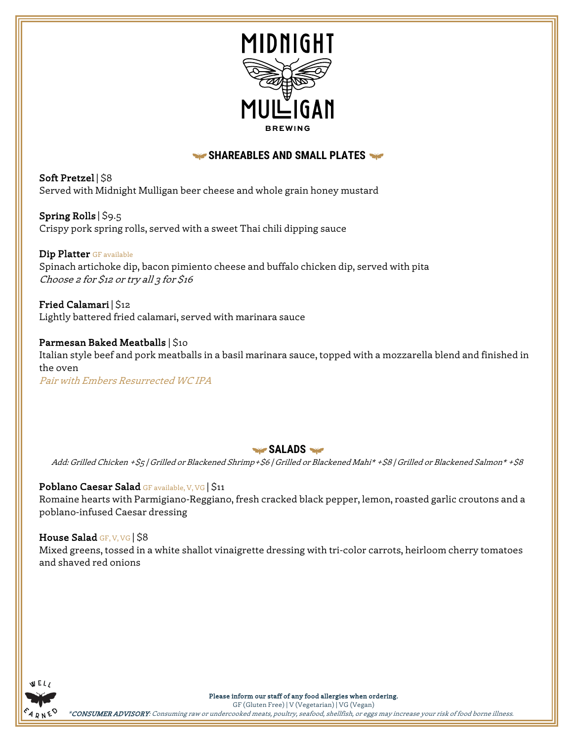# MIDNIGHT MULLIGAN BREWING

## SHAREABLES AND SMALL PLATES

**Soft Pretzel** | $8
Served with Midnight Mulligan beer cheese and whole grain honey mustard

**Spring Rolls** | $9.5
Crispy pork spring rolls, served with a sweet Thai chili dipping sauce

**Dip Platter** GF available
Spinach artichoke dip, bacon pimiento cheese and buffalo chicken dip, served with pita
*Choose 2 for $12 or try all 3 for $16*

**Fried Calamari** | $12
Lightly battered fried calamari, served with marinara sauce

**Parmesan Baked Meatballs** | $10
Italian style beef and pork meatballs in a basil marinara sauce, topped with a mozzarella blend and finished in the oven
*Pair with Embers Resurrected WC IPA*

## SALADS

*Add: Grilled Chicken +$5 | Grilled or Blackened Shrimp +$6 | Grilled or Blackened Mahi* +$8 | Grilled or Blackened Salmon* +$8*

**Poblano Caesar Salad** GF available, V, VG | $11
Romaine hearts with Parmigiano-Reggiano, fresh cracked black pepper, lemon, roasted garlic croutons and a poblano-infused Caesar dressing

**House Salad** GF, V, VG | $8
Mixed greens, tossed in a white shallot vinaigrette dressing with tri-color carrots, heirloom cherry tomatoes and shaved red onions

WELL EARNED

**Please inform our staff of any food allergies when ordering.**
GF (Gluten Free) | V (Vegetarian) | VG (Vegan)
****CONSUMER ADVISORY**: Consuming raw or undercooked meats, poultry, seafood, shellfish, or eggs may increase your risk of food borne illness.*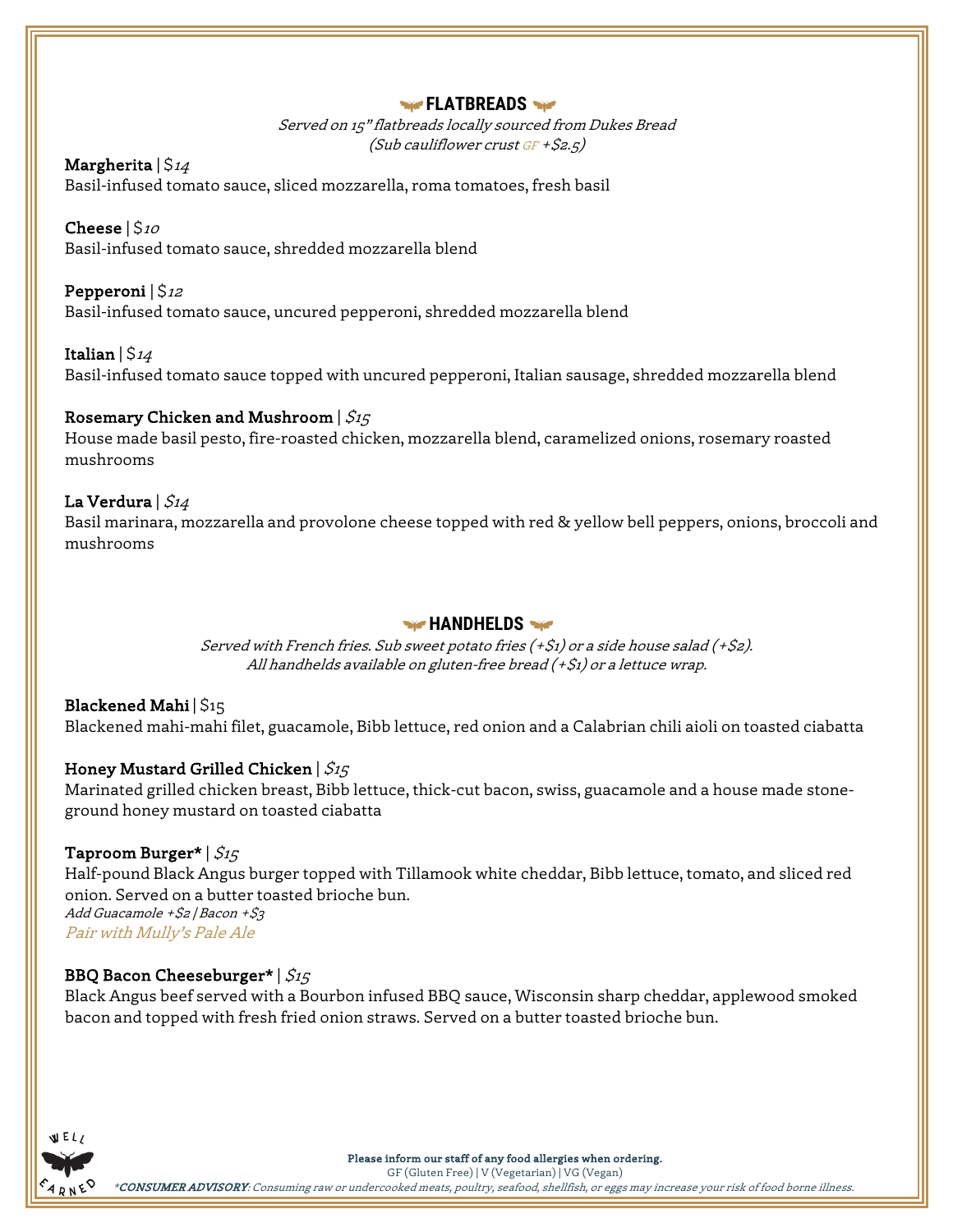## FLATBREADS

*Served on 15" flatbreads locally sourced from Dukes Bread*
*(Sub cauliflower crust GF +$2.5)*

**Margherita** | *$14*
Basil-infused tomato sauce, sliced mozzarella, roma tomatoes, fresh basil

**Cheese** | *$10*
Basil-infused tomato sauce, shredded mozzarella blend

**Pepperoni** | *$12*
Basil-infused tomato sauce, uncured pepperoni, shredded mozzarella blend

**Italian** | *$14*
Basil-infused tomato sauce topped with uncured pepperoni, Italian sausage, shredded mozzarella blend

**Rosemary Chicken and Mushroom** | *$15*
House made basil pesto, fire-roasted chicken, mozzarella blend, caramelized onions, rosemary roasted mushrooms

**La Verdura** | *$14*
Basil marinara, mozzarella and provolone cheese topped with red & yellow bell peppers, onions, broccoli and mushrooms

## HANDHELDS

*Served with French fries. Sub sweet potato fries (+$1) or a side house salad (+$2).*
*All handhelds available on gluten-free bread (+$1) or a lettuce wrap.*

**Blackened Mahi** | $15
Blackened mahi-mahi filet, guacamole, Bibb lettuce, red onion and a Calabrian chili aioli on toasted ciabatta

**Honey Mustard Grilled Chicken** | *$15*
Marinated grilled chicken breast, Bibb lettuce, thick-cut bacon, swiss, guacamole and a house made stone-ground honey mustard on toasted ciabatta

**Taproom Burger*** | *$15*
Half-pound Black Angus burger topped with Tillamook white cheddar, Bibb lettuce, tomato, and sliced red onion. Served on a butter toasted brioche bun.
*Add Guacamole +$2 | Bacon +$3*
*Pair with Mully's Pale Ale*

**BBQ Bacon Cheeseburger*** | *$15*
Black Angus beef served with a Bourbon infused BBQ sauce, Wisconsin sharp cheddar, applewood smoked bacon and topped with fresh fried onion straws. Served on a butter toasted brioche bun.

WELL EARNED

**Please inform our staff of any food allergies when ordering.**
GF (Gluten Free) | V (Vegetarian) | VG (Vegan)
****CONSUMER ADVISORY***: Consuming raw or undercooked meats, poultry, seafood, shellfish, or eggs may increase your risk of food borne illness.*